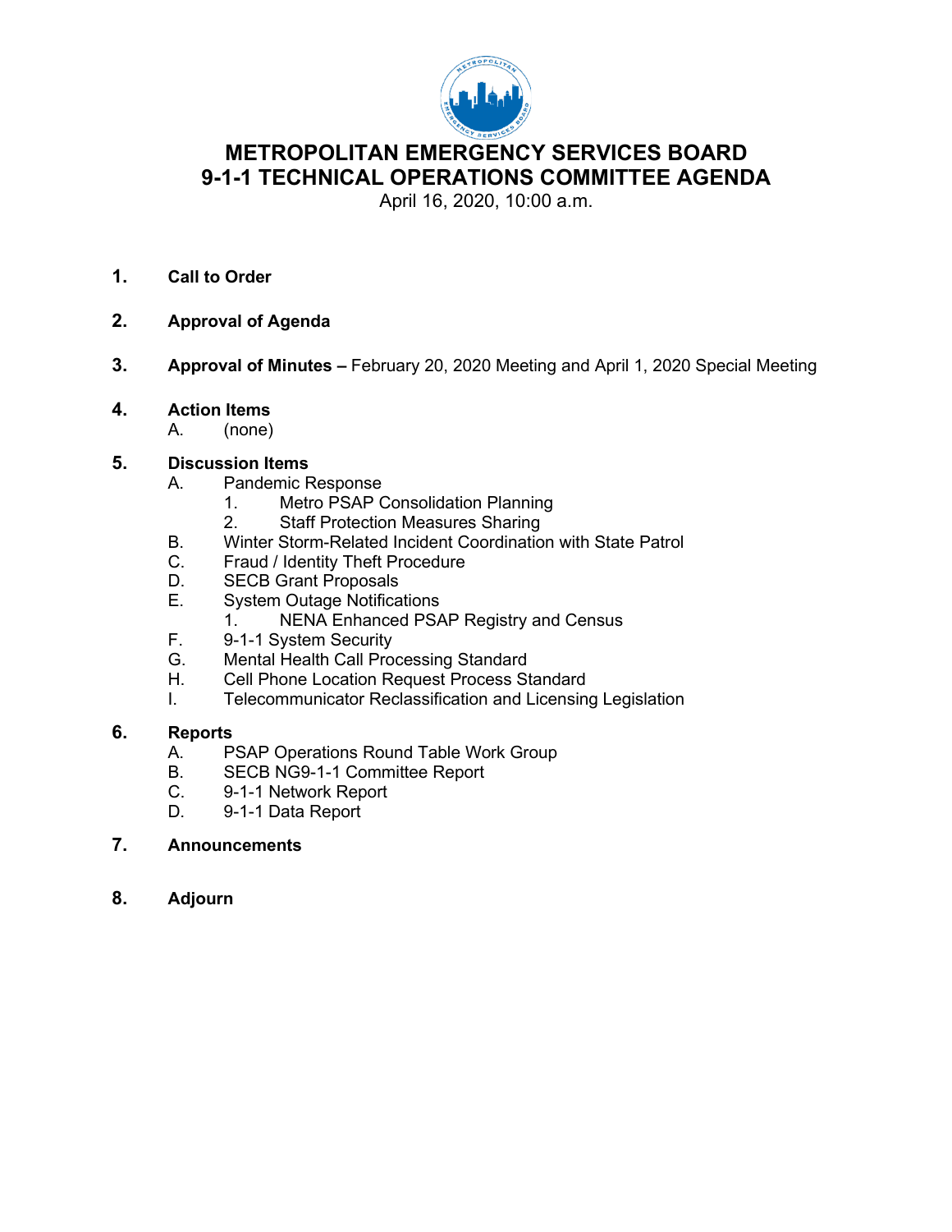# METROPOLITAN EMERGENCY SERVICES BOARD
# 9-1-1 TECHNICAL OPERATIONS COMMITTEE AGENDA

April 16, 2020, 10:00 a.m.

1. **Call to Order**

2. **Approval of Agenda**

3. **Approval of Minutes –** February 20, 2020 Meeting and April 1, 2020 Special Meeting

4. **Action Items**
   A. (none)

5. **Discussion Items**
   A. Pandemic Response
      1. Metro PSAP Consolidation Planning
      2. Staff Protection Measures Sharing
   B. Winter Storm-Related Incident Coordination with State Patrol
   C. Fraud / Identity Theft Procedure
   D. SECB Grant Proposals
   E. System Outage Notifications
      1. NENA Enhanced PSAP Registry and Census
   F. 9-1-1 System Security
   G. Mental Health Call Processing Standard
   H. Cell Phone Location Request Process Standard
   I. Telecommunicator Reclassification and Licensing Legislation

6. **Reports**
   A. PSAP Operations Round Table Work Group
   B. SECB NG9-1-1 Committee Report
   C. 9-1-1 Network Report
   D. 9-1-1 Data Report

7. **Announcements**

8. **Adjourn**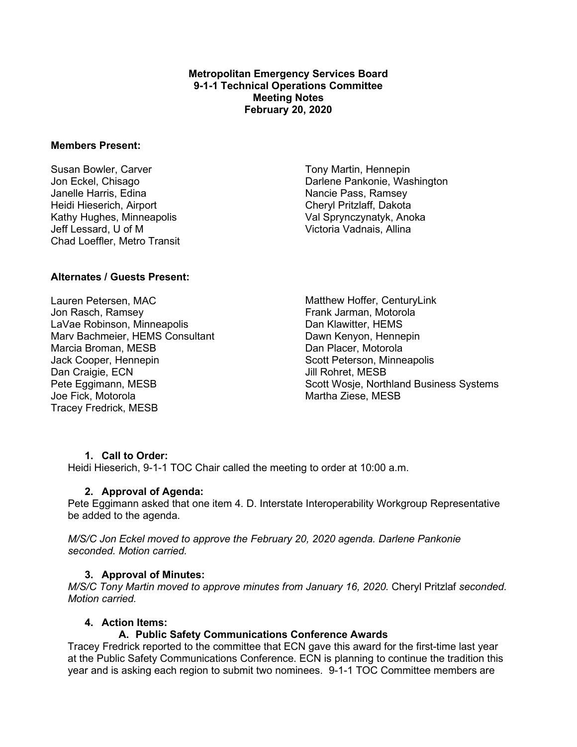**Metropolitan Emergency Services Board**
**9-1-1 Technical Operations Committee**
**Meeting Notes**
**February 20, 2020**

**Members Present:**

Susan Bowler, Carver
Jon Eckel, Chisago
Janelle Harris, Edina
Heidi Hieserich, Airport
Kathy Hughes, Minneapolis
Jeff Lessard, U of M
Chad Loeffler, Metro Transit
Tony Martin, Hennepin
Darlene Pankonie, Washington
Nancie Pass, Ramsey
Cheryl Pritzlaff, Dakota
Val Sprynczynatyk, Anoka
Victoria Vadnais, Allina

**Alternates / Guests Present:**

Lauren Petersen, MAC
Jon Rasch, Ramsey
LaVae Robinson, Minneapolis
Marv Bachmeier, HEMS Consultant
Marcia Broman, MESB
Jack Cooper, Hennepin
Dan Craigie, ECN
Pete Eggimann, MESB
Joe Fick, Motorola
Tracey Fredrick, MESB
Matthew Hoffer, CenturyLink
Frank Jarman, Motorola
Dan Klawitter, HEMS
Dawn Kenyon, Hennepin
Dan Placer, Motorola
Scott Peterson, Minneapolis
Jill Rohret, MESB
Scott Wosje, Northland Business Systems
Martha Ziese, MESB

1. **Call to Order:**

Heidi Hieserich, 9-1-1 TOC Chair called the meeting to order at 10:00 a.m.

2. **Approval of Agenda:**

Pete Eggimann asked that one item 4. D. Interstate Interoperability Workgroup Representative be added to the agenda.

*M/S/C Jon Eckel moved to approve the February 20, 2020 agenda. Darlene Pankonie seconded. Motion carried.*

3. **Approval of Minutes:**

*M/S/C Tony Martin moved to approve minutes from January 16, 2020.* Cheryl Pritzlaf *seconded. Motion carried.*

4. **Action Items:**

   **A. Public Safety Communications Conference Awards**

Tracey Fredrick reported to the committee that ECN gave this award for the first-time last year at the Public Safety Communications Conference. ECN is planning to continue the tradition this year and is asking each region to submit two nominees. 9-1-1 TOC Committee members are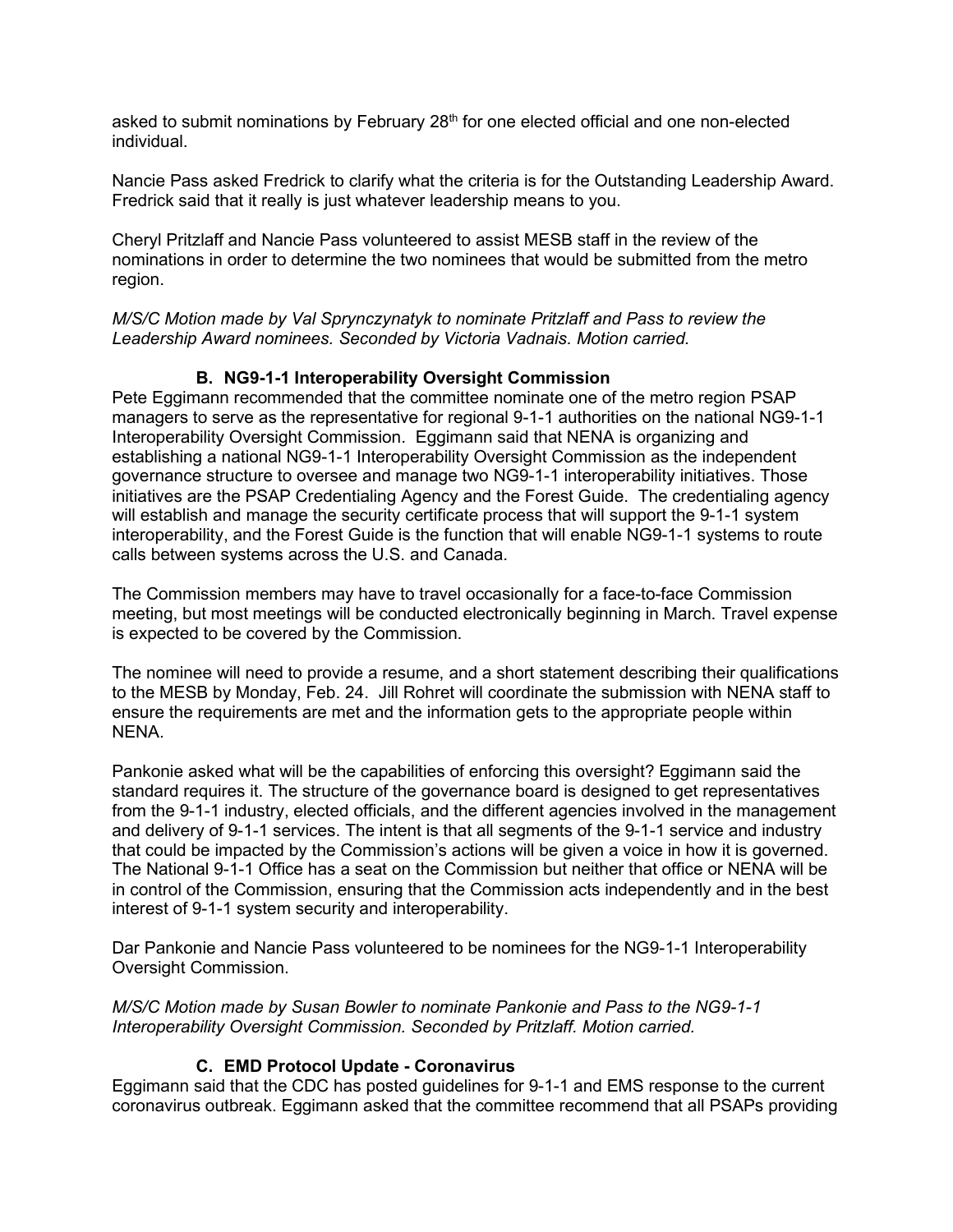asked to submit nominations by February 28th for one elected official and one non-elected individual.

Nancie Pass asked Fredrick to clarify what the criteria is for the Outstanding Leadership Award. Fredrick said that it really is just whatever leadership means to you.

Cheryl Pritzlaff and Nancie Pass volunteered to assist MESB staff in the review of the nominations in order to determine the two nominees that would be submitted from the metro region.

*M/S/C Motion made by Val Sprynczynatyk to nominate Pritzlaff and Pass to review the Leadership Award nominees. Seconded by Victoria Vadnais. Motion carried.*

### B. NG9-1-1 Interoperability Oversight Commission

Pete Eggimann recommended that the committee nominate one of the metro region PSAP managers to serve as the representative for regional 9-1-1 authorities on the national NG9-1-1 Interoperability Oversight Commission. Eggimann said that NENA is organizing and establishing a national NG9-1-1 Interoperability Oversight Commission as the independent governance structure to oversee and manage two NG9-1-1 interoperability initiatives. Those initiatives are the PSAP Credentialing Agency and the Forest Guide. The credentialing agency will establish and manage the security certificate process that will support the 9-1-1 system interoperability, and the Forest Guide is the function that will enable NG9-1-1 systems to route calls between systems across the U.S. and Canada.

The Commission members may have to travel occasionally for a face-to-face Commission meeting, but most meetings will be conducted electronically beginning in March. Travel expense is expected to be covered by the Commission.

The nominee will need to provide a resume, and a short statement describing their qualifications to the MESB by Monday, Feb. 24. Jill Rohret will coordinate the submission with NENA staff to ensure the requirements are met and the information gets to the appropriate people within NENA.

Pankonie asked what will be the capabilities of enforcing this oversight? Eggimann said the standard requires it. The structure of the governance board is designed to get representatives from the 9-1-1 industry, elected officials, and the different agencies involved in the management and delivery of 9-1-1 services. The intent is that all segments of the 9-1-1 service and industry that could be impacted by the Commission's actions will be given a voice in how it is governed. The National 9-1-1 Office has a seat on the Commission but neither that office or NENA will be in control of the Commission, ensuring that the Commission acts independently and in the best interest of 9-1-1 system security and interoperability.

Dar Pankonie and Nancie Pass volunteered to be nominees for the NG9-1-1 Interoperability Oversight Commission.

*M/S/C Motion made by Susan Bowler to nominate Pankonie and Pass to the NG9-1-1 Interoperability Oversight Commission. Seconded by Pritzlaff. Motion carried.*

### C. EMD Protocol Update - Coronavirus

Eggimann said that the CDC has posted guidelines for 9-1-1 and EMS response to the current coronavirus outbreak. Eggimann asked that the committee recommend that all PSAPs providing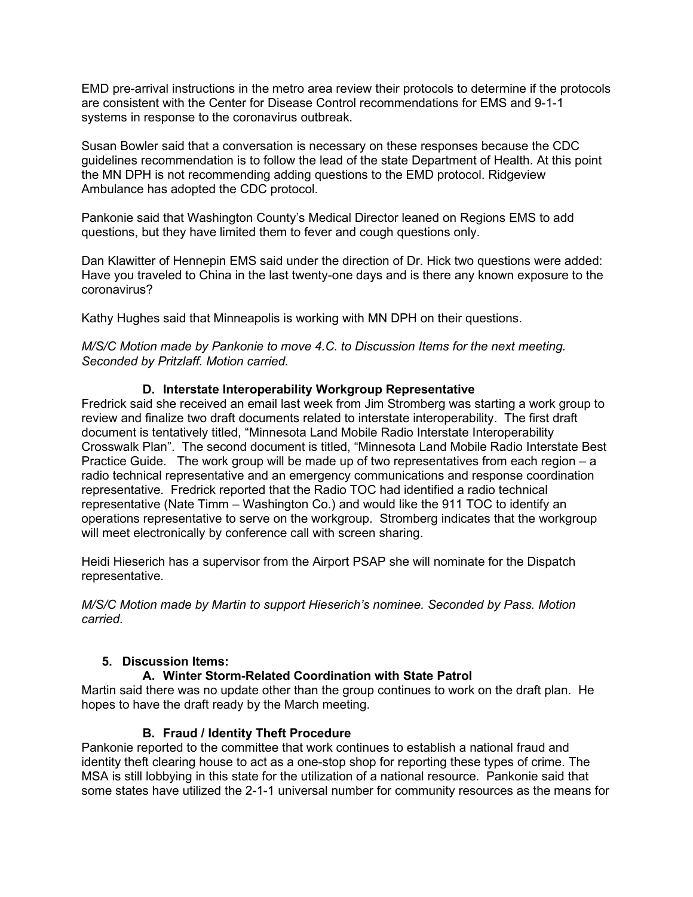EMD pre-arrival instructions in the metro area review their protocols to determine if the protocols are consistent with the Center for Disease Control recommendations for EMS and 9-1-1 systems in response to the coronavirus outbreak.

Susan Bowler said that a conversation is necessary on these responses because the CDC guidelines recommendation is to follow the lead of the state Department of Health. At this point the MN DPH is not recommending adding questions to the EMD protocol. Ridgeview Ambulance has adopted the CDC protocol.

Pankonie said that Washington County's Medical Director leaned on Regions EMS to add questions, but they have limited them to fever and cough questions only.

Dan Klawitter of Hennepin EMS said under the direction of Dr. Hick two questions were added: Have you traveled to China in the last twenty-one days and is there any known exposure to the coronavirus?

Kathy Hughes said that Minneapolis is working with MN DPH on their questions.

*M/S/C Motion made by Pankonie to move 4.C. to Discussion Items for the next meeting. Seconded by Pritzlaff. Motion carried.*

### D. Interstate Interoperability Workgroup Representative

Fredrick said she received an email last week from Jim Stromberg was starting a work group to review and finalize two draft documents related to interstate interoperability. The first draft document is tentatively titled, "Minnesota Land Mobile Radio Interstate Interoperability Crosswalk Plan". The second document is titled, "Minnesota Land Mobile Radio Interstate Best Practice Guide. The work group will be made up of two representatives from each region – a radio technical representative and an emergency communications and response coordination representative. Fredrick reported that the Radio TOC had identified a radio technical representative (Nate Timm – Washington Co.) and would like the 911 TOC to identify an operations representative to serve on the workgroup. Stromberg indicates that the workgroup will meet electronically by conference call with screen sharing.

Heidi Hieserich has a supervisor from the Airport PSAP she will nominate for the Dispatch representative.

*M/S/C Motion made by Martin to support Hieserich's nominee. Seconded by Pass. Motion carried.*

## 5. Discussion Items:

### A. Winter Storm-Related Coordination with State Patrol

Martin said there was no update other than the group continues to work on the draft plan. He hopes to have the draft ready by the March meeting.

### B. Fraud / Identity Theft Procedure

Pankonie reported to the committee that work continues to establish a national fraud and identity theft clearing house to act as a one-stop shop for reporting these types of crime. The MSA is still lobbying in this state for the utilization of a national resource. Pankonie said that some states have utilized the 2-1-1 universal number for community resources as the means for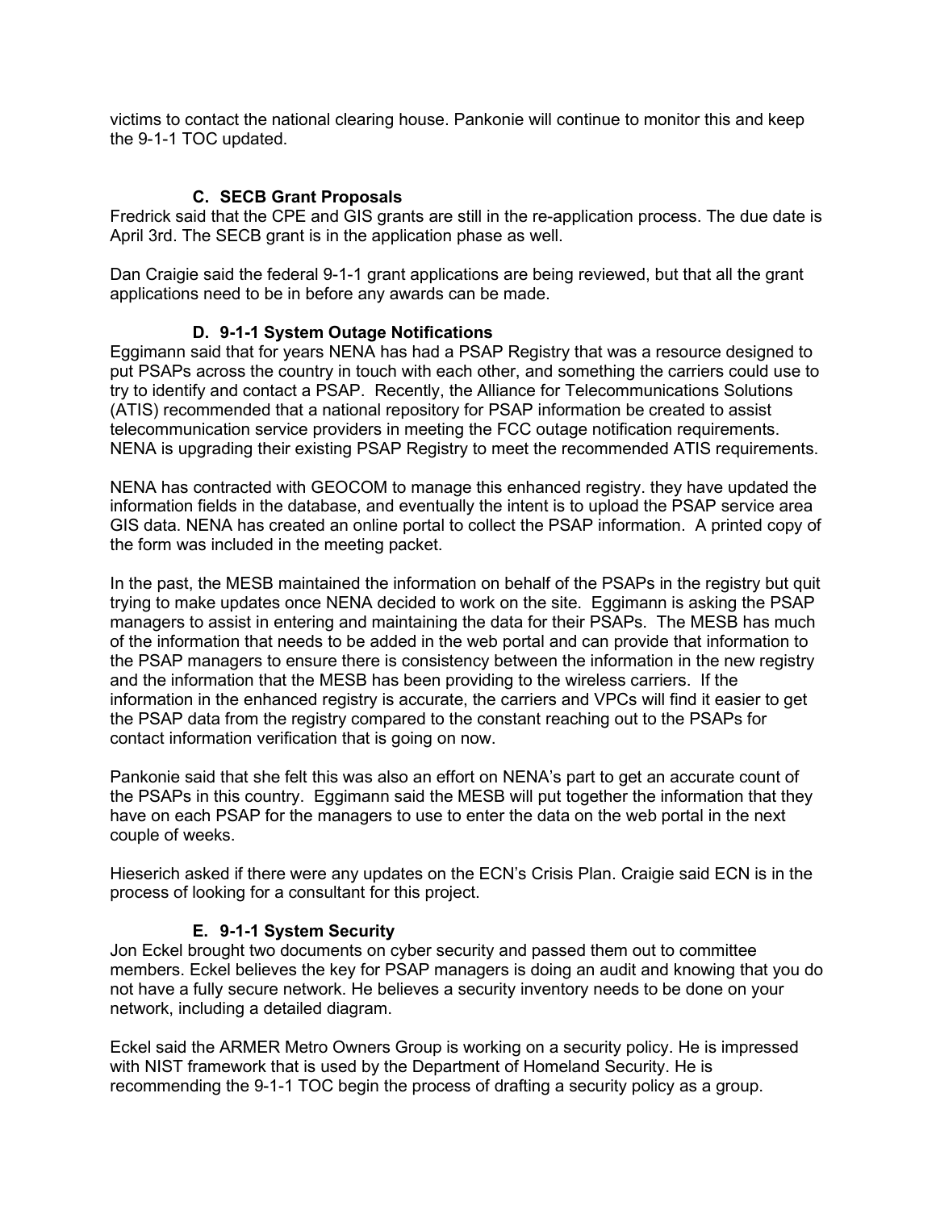victims to contact the national clearing house. Pankonie will continue to monitor this and keep the 9-1-1 TOC updated.

### C. SECB Grant Proposals

Fredrick said that the CPE and GIS grants are still in the re-application process. The due date is April 3rd. The SECB grant is in the application phase as well.

Dan Craigie said the federal 9-1-1 grant applications are being reviewed, but that all the grant applications need to be in before any awards can be made.

### D. 9-1-1 System Outage Notifications

Eggimann said that for years NENA has had a PSAP Registry that was a resource designed to put PSAPs across the country in touch with each other, and something the carriers could use to try to identify and contact a PSAP. Recently, the Alliance for Telecommunications Solutions (ATIS) recommended that a national repository for PSAP information be created to assist telecommunication service providers in meeting the FCC outage notification requirements. NENA is upgrading their existing PSAP Registry to meet the recommended ATIS requirements.

NENA has contracted with GEOCOM to manage this enhanced registry. they have updated the information fields in the database, and eventually the intent is to upload the PSAP service area GIS data. NENA has created an online portal to collect the PSAP information. A printed copy of the form was included in the meeting packet.

In the past, the MESB maintained the information on behalf of the PSAPs in the registry but quit trying to make updates once NENA decided to work on the site. Eggimann is asking the PSAP managers to assist in entering and maintaining the data for their PSAPs. The MESB has much of the information that needs to be added in the web portal and can provide that information to the PSAP managers to ensure there is consistency between the information in the new registry and the information that the MESB has been providing to the wireless carriers. If the information in the enhanced registry is accurate, the carriers and VPCs will find it easier to get the PSAP data from the registry compared to the constant reaching out to the PSAPs for contact information verification that is going on now.

Pankonie said that she felt this was also an effort on NENA's part to get an accurate count of the PSAPs in this country. Eggimann said the MESB will put together the information that they have on each PSAP for the managers to use to enter the data on the web portal in the next couple of weeks.

Hieserich asked if there were any updates on the ECN's Crisis Plan. Craigie said ECN is in the process of looking for a consultant for this project.

### E. 9-1-1 System Security

Jon Eckel brought two documents on cyber security and passed them out to committee members. Eckel believes the key for PSAP managers is doing an audit and knowing that you do not have a fully secure network. He believes a security inventory needs to be done on your network, including a detailed diagram.

Eckel said the ARMER Metro Owners Group is working on a security policy. He is impressed with NIST framework that is used by the Department of Homeland Security. He is recommending the 9-1-1 TOC begin the process of drafting a security policy as a group.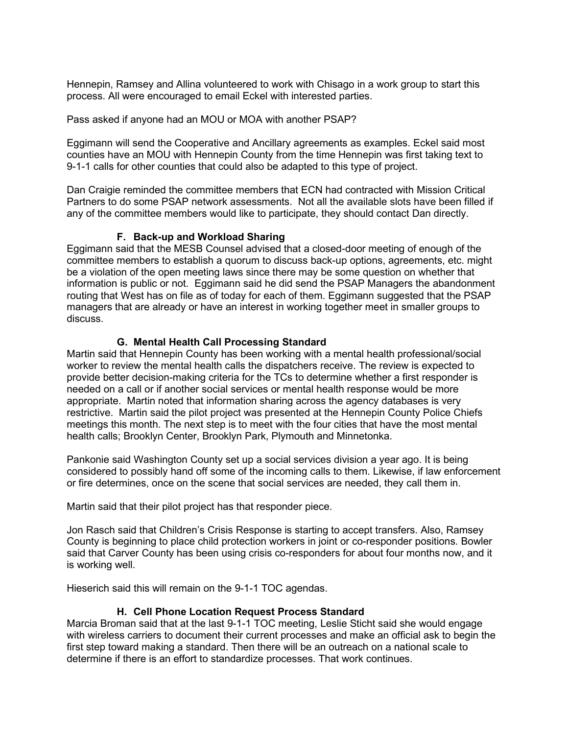Hennepin, Ramsey and Allina volunteered to work with Chisago in a work group to start this process. All were encouraged to email Eckel with interested parties.

Pass asked if anyone had an MOU or MOA with another PSAP?

Eggimann will send the Cooperative and Ancillary agreements as examples. Eckel said most counties have an MOU with Hennepin County from the time Hennepin was first taking text to 9-1-1 calls for other counties that could also be adapted to this type of project.

Dan Craigie reminded the committee members that ECN had contracted with Mission Critical Partners to do some PSAP network assessments. Not all the available slots have been filled if any of the committee members would like to participate, they should contact Dan directly.

### F. Back-up and Workload Sharing

Eggimann said that the MESB Counsel advised that a closed-door meeting of enough of the committee members to establish a quorum to discuss back-up options, agreements, etc. might be a violation of the open meeting laws since there may be some question on whether that information is public or not. Eggimann said he did send the PSAP Managers the abandonment routing that West has on file as of today for each of them. Eggimann suggested that the PSAP managers that are already or have an interest in working together meet in smaller groups to discuss.

### G. Mental Health Call Processing Standard

Martin said that Hennepin County has been working with a mental health professional/social worker to review the mental health calls the dispatchers receive. The review is expected to provide better decision-making criteria for the TCs to determine whether a first responder is needed on a call or if another social services or mental health response would be more appropriate. Martin noted that information sharing across the agency databases is very restrictive. Martin said the pilot project was presented at the Hennepin County Police Chiefs meetings this month. The next step is to meet with the four cities that have the most mental health calls; Brooklyn Center, Brooklyn Park, Plymouth and Minnetonka.

Pankonie said Washington County set up a social services division a year ago. It is being considered to possibly hand off some of the incoming calls to them. Likewise, if law enforcement or fire determines, once on the scene that social services are needed, they call them in.

Martin said that their pilot project has that responder piece.

Jon Rasch said that Children's Crisis Response is starting to accept transfers. Also, Ramsey County is beginning to place child protection workers in joint or co-responder positions. Bowler said that Carver County has been using crisis co-responders for about four months now, and it is working well.

Hieserich said this will remain on the 9-1-1 TOC agendas.

### H. Cell Phone Location Request Process Standard

Marcia Broman said that at the last 9-1-1 TOC meeting, Leslie Sticht said she would engage with wireless carriers to document their current processes and make an official ask to begin the first step toward making a standard. Then there will be an outreach on a national scale to determine if there is an effort to standardize processes. That work continues.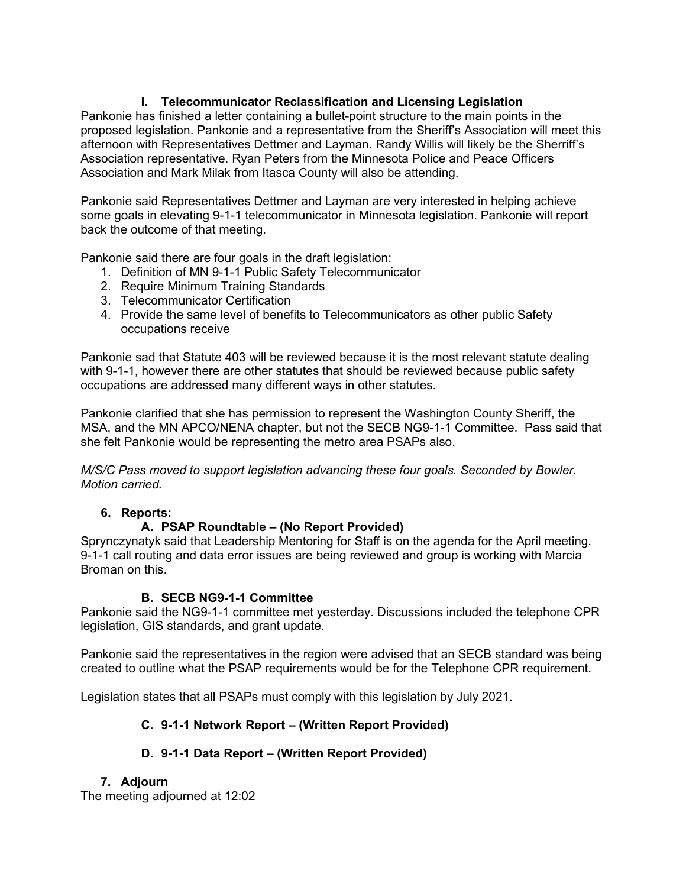### I. Telecommunicator Reclassification and Licensing Legislation

Pankonie has finished a letter containing a bullet-point structure to the main points in the proposed legislation. Pankonie and a representative from the Sheriff's Association will meet this afternoon with Representatives Dettmer and Layman. Randy Willis will likely be the Sherriff's Association representative. Ryan Peters from the Minnesota Police and Peace Officers Association and Mark Milak from Itasca County will also be attending.

Pankonie said Representatives Dettmer and Layman are very interested in helping achieve some goals in elevating 9-1-1 telecommunicator in Minnesota legislation. Pankonie will report back the outcome of that meeting.

Pankonie said there are four goals in the draft legislation:

1. Definition of MN 9-1-1 Public Safety Telecommunicator
2. Require Minimum Training Standards
3. Telecommunicator Certification
4. Provide the same level of benefits to Telecommunicators as other public Safety occupations receive

Pankonie sad that Statute 403 will be reviewed because it is the most relevant statute dealing with 9-1-1, however there are other statutes that should be reviewed because public safety occupations are addressed many different ways in other statutes.

Pankonie clarified that she has permission to represent the Washington County Sheriff, the MSA, and the MN APCO/NENA chapter, but not the SECB NG9-1-1 Committee. Pass said that she felt Pankonie would be representing the metro area PSAPs also.

*M/S/C Pass moved to support legislation advancing these four goals. Seconded by Bowler. Motion carried.*

## 6. Reports:

### A. PSAP Roundtable – (No Report Provided)

Sprynczynatyk said that Leadership Mentoring for Staff is on the agenda for the April meeting. 9-1-1 call routing and data error issues are being reviewed and group is working with Marcia Broman on this.

### B. SECB NG9-1-1 Committee

Pankonie said the NG9-1-1 committee met yesterday. Discussions included the telephone CPR legislation, GIS standards, and grant update.

Pankonie said the representatives in the region were advised that an SECB standard was being created to outline what the PSAP requirements would be for the Telephone CPR requirement.

Legislation states that all PSAPs must comply with this legislation by July 2021.

### C. 9-1-1 Network Report – (Written Report Provided)

### D. 9-1-1 Data Report – (Written Report Provided)

## 7. Adjourn

The meeting adjourned at 12:02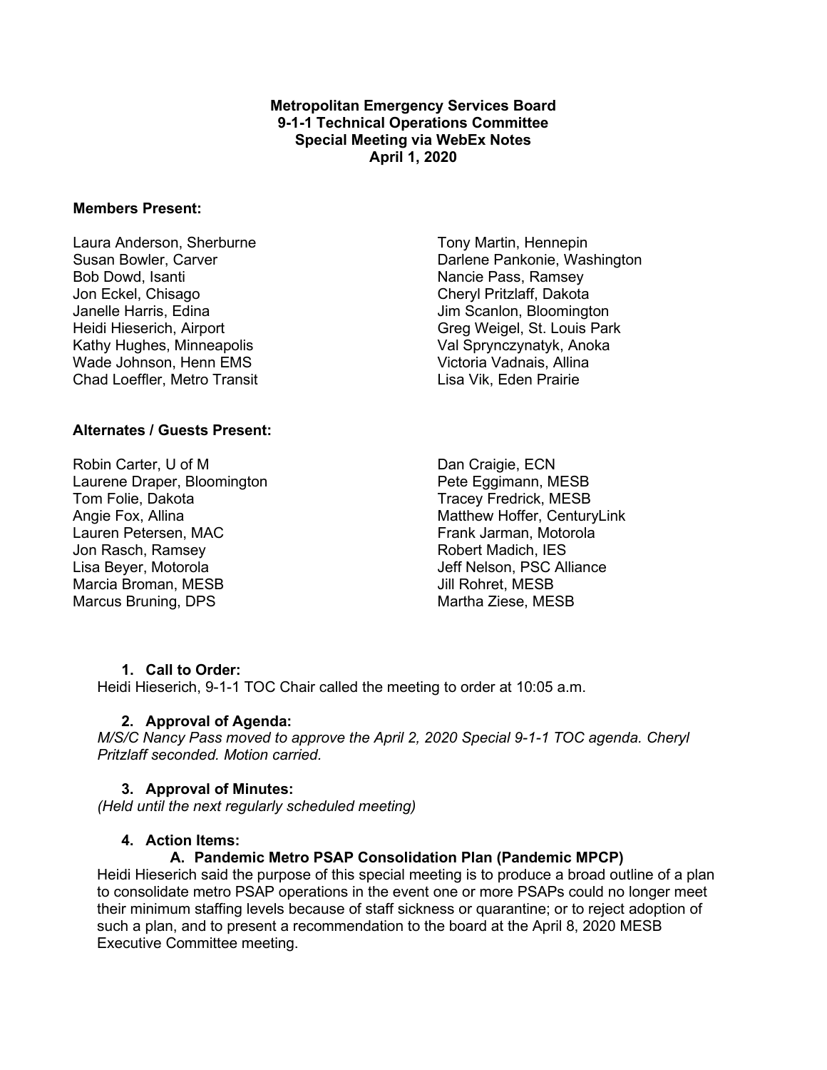**Metropolitan Emergency Services Board**
**9-1-1 Technical Operations Committee**
**Special Meeting via WebEx Notes**
**April 1, 2020**

**Members Present:**

Laura Anderson, Sherburne
Susan Bowler, Carver
Bob Dowd, Isanti
Jon Eckel, Chisago
Janelle Harris, Edina
Heidi Hieserich, Airport
Kathy Hughes, Minneapolis
Wade Johnson, Henn EMS
Chad Loeffler, Metro Transit
Tony Martin, Hennepin
Darlene Pankonie, Washington
Nancie Pass, Ramsey
Cheryl Pritzlaff, Dakota
Jim Scanlon, Bloomington
Greg Weigel, St. Louis Park
Val Sprynczynatyk, Anoka
Victoria Vadnais, Allina
Lisa Vik, Eden Prairie

**Alternates / Guests Present:**

Robin Carter, U of M
Laurene Draper, Bloomington
Tom Folie, Dakota
Angie Fox, Allina
Lauren Petersen, MAC
Jon Rasch, Ramsey
Lisa Beyer, Motorola
Marcia Broman, MESB
Marcus Bruning, DPS
Dan Craigie, ECN
Pete Eggimann, MESB
Tracey Fredrick, MESB
Matthew Hoffer, CenturyLink
Frank Jarman, Motorola
Robert Madich, IES
Jeff Nelson, PSC Alliance
Jill Rohret, MESB
Martha Ziese, MESB

1. **Call to Order:**

Heidi Hieserich, 9-1-1 TOC Chair called the meeting to order at 10:05 a.m.

2. **Approval of Agenda:**

*M/S/C Nancy Pass moved to approve the April 2, 2020 Special 9-1-1 TOC agenda. Cheryl Pritzlaff seconded. Motion carried.*

3. **Approval of Minutes:**

*(Held until the next regularly scheduled meeting)*

4. **Action Items:**

   **A. Pandemic Metro PSAP Consolidation Plan (Pandemic MPCP)**

Heidi Hieserich said the purpose of this special meeting is to produce a broad outline of a plan to consolidate metro PSAP operations in the event one or more PSAPs could no longer meet their minimum staffing levels because of staff sickness or quarantine; or to reject adoption of such a plan, and to present a recommendation to the board at the April 8, 2020 MESB Executive Committee meeting.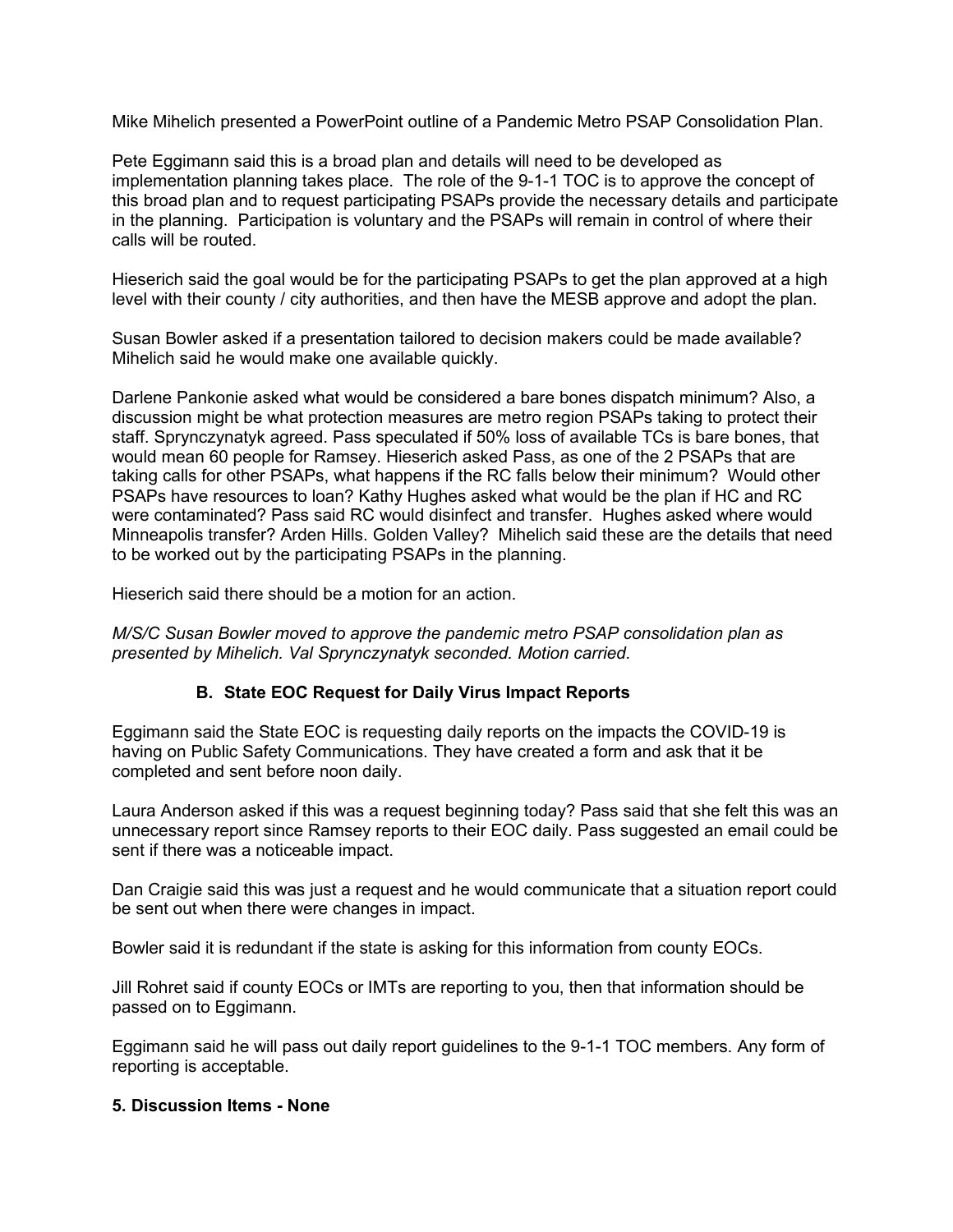Mike Mihelich presented a PowerPoint outline of a Pandemic Metro PSAP Consolidation Plan.

Pete Eggimann said this is a broad plan and details will need to be developed as implementation planning takes place. The role of the 9-1-1 TOC is to approve the concept of this broad plan and to request participating PSAPs provide the necessary details and participate in the planning. Participation is voluntary and the PSAPs will remain in control of where their calls will be routed.

Hieserich said the goal would be for the participating PSAPs to get the plan approved at a high level with their county / city authorities, and then have the MESB approve and adopt the plan.

Susan Bowler asked if a presentation tailored to decision makers could be made available? Mihelich said he would make one available quickly.

Darlene Pankonie asked what would be considered a bare bones dispatch minimum? Also, a discussion might be what protection measures are metro region PSAPs taking to protect their staff. Sprynczynatyk agreed. Pass speculated if 50% loss of available TCs is bare bones, that would mean 60 people for Ramsey. Hieserich asked Pass, as one of the 2 PSAPs that are taking calls for other PSAPs, what happens if the RC falls below their minimum? Would other PSAPs have resources to loan? Kathy Hughes asked what would be the plan if HC and RC were contaminated? Pass said RC would disinfect and transfer. Hughes asked where would Minneapolis transfer? Arden Hills. Golden Valley? Mihelich said these are the details that need to be worked out by the participating PSAPs in the planning.

Hieserich said there should be a motion for an action.

*M/S/C Susan Bowler moved to approve the pandemic metro PSAP consolidation plan as presented by Mihelich. Val Sprynczynatyk seconded. Motion carried.*

### B. State EOC Request for Daily Virus Impact Reports

Eggimann said the State EOC is requesting daily reports on the impacts the COVID-19 is having on Public Safety Communications. They have created a form and ask that it be completed and sent before noon daily.

Laura Anderson asked if this was a request beginning today? Pass said that she felt this was an unnecessary report since Ramsey reports to their EOC daily. Pass suggested an email could be sent if there was a noticeable impact.

Dan Craigie said this was just a request and he would communicate that a situation report could be sent out when there were changes in impact.

Bowler said it is redundant if the state is asking for this information from county EOCs.

Jill Rohret said if county EOCs or IMTs are reporting to you, then that information should be passed on to Eggimann.

Eggimann said he will pass out daily report guidelines to the 9-1-1 TOC members. Any form of reporting is acceptable.

**5. Discussion Items - None**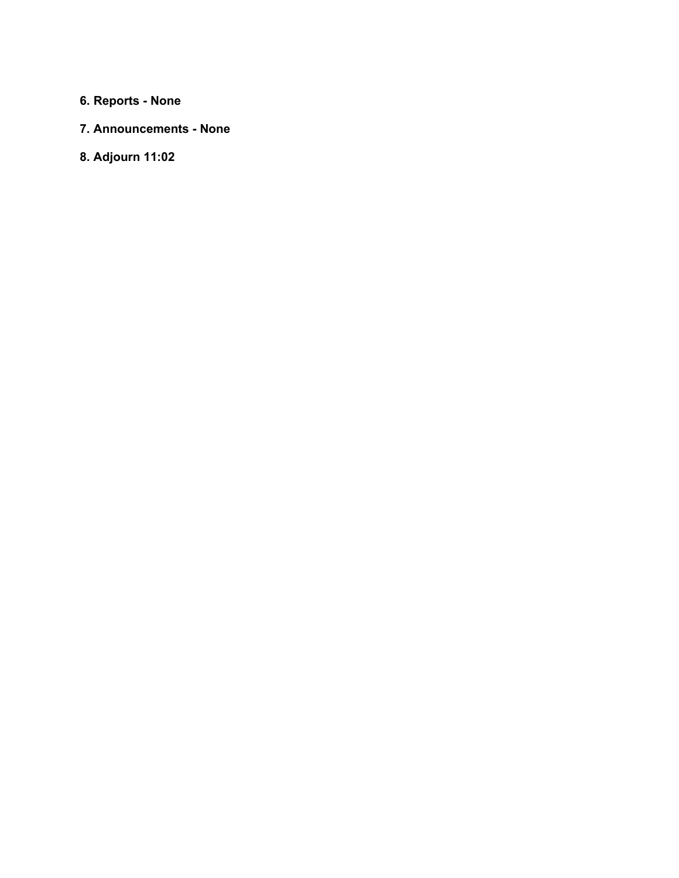**6. Reports - None**

**7. Announcements - None**

**8. Adjourn 11:02**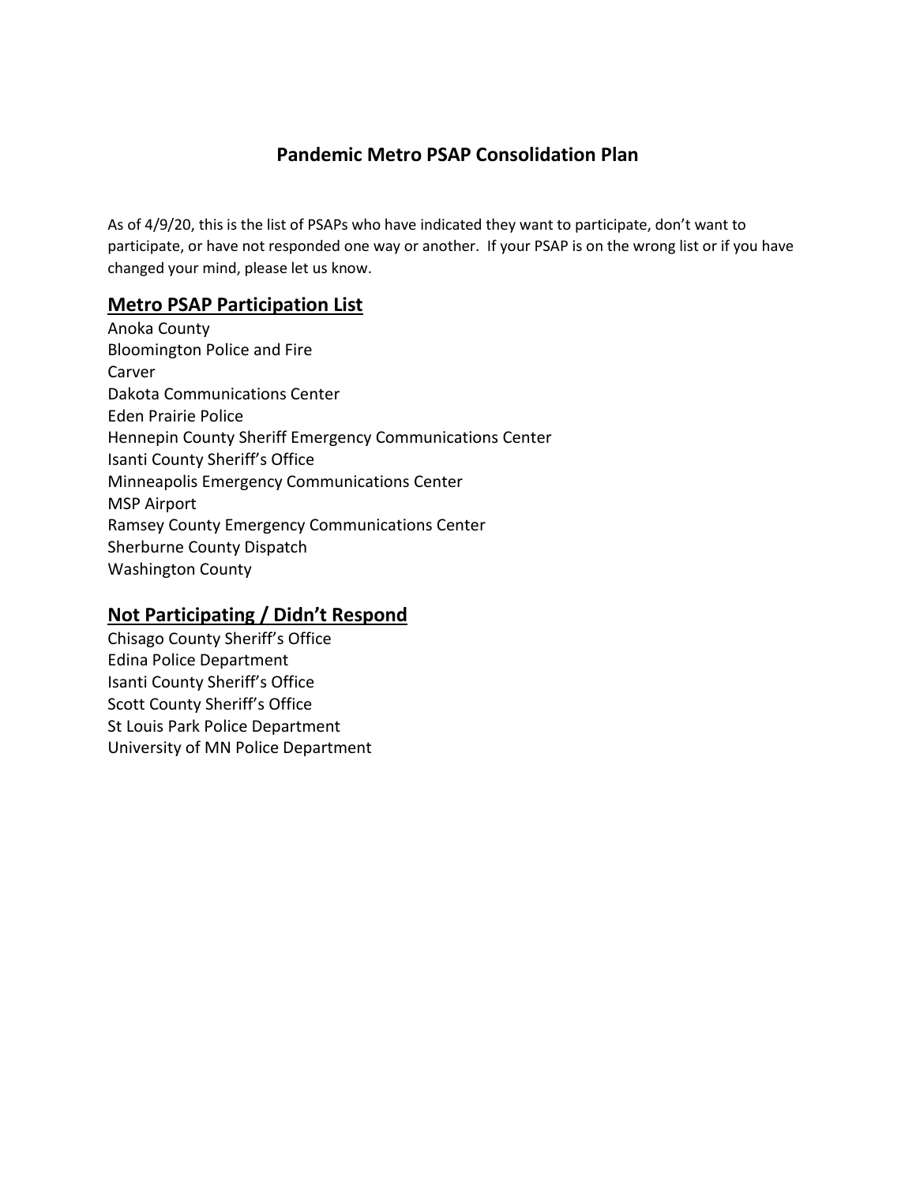# Pandemic Metro PSAP Consolidation Plan

As of 4/9/20, this is the list of PSAPs who have indicated they want to participate, don't want to participate, or have not responded one way or another. If your PSAP is on the wrong list or if you have changed your mind, please let us know.

## Metro PSAP Participation List

Anoka County
Bloomington Police and Fire
Carver
Dakota Communications Center
Eden Prairie Police
Hennepin County Sheriff Emergency Communications Center
Isanti County Sheriff's Office
Minneapolis Emergency Communications Center
MSP Airport
Ramsey County Emergency Communications Center
Sherburne County Dispatch
Washington County

## Not Participating / Didn't Respond

Chisago County Sheriff's Office
Edina Police Department
Isanti County Sheriff's Office
Scott County Sheriff's Office
St Louis Park Police Department
University of MN Police Department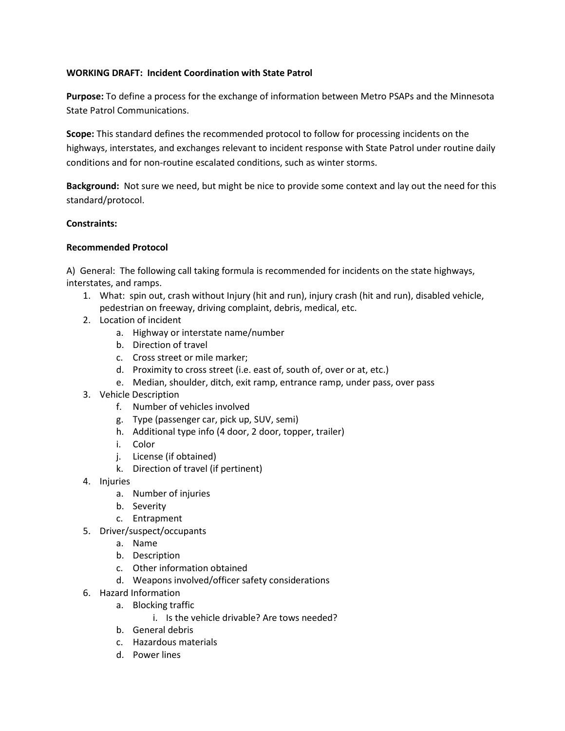**WORKING DRAFT: Incident Coordination with State Patrol**

**Purpose:** To define a process for the exchange of information between Metro PSAPs and the Minnesota State Patrol Communications.

**Scope:** This standard defines the recommended protocol to follow for processing incidents on the highways, interstates, and exchanges relevant to incident response with State Patrol under routine daily conditions and for non-routine escalated conditions, such as winter storms.

**Background:** Not sure we need, but might be nice to provide some context and lay out the need for this standard/protocol.

**Constraints:**

**Recommended Protocol**

A) General: The following call taking formula is recommended for incidents on the state highways, interstates, and ramps.

1. What: spin out, crash without Injury (hit and run), injury crash (hit and run), disabled vehicle, pedestrian on freeway, driving complaint, debris, medical, etc.
2. Location of incident
   a. Highway or interstate name/number
   b. Direction of travel
   c. Cross street or mile marker;
   d. Proximity to cross street (i.e. east of, south of, over or at, etc.)
   e. Median, shoulder, ditch, exit ramp, entrance ramp, under pass, over pass
3. Vehicle Description
   f. Number of vehicles involved
   g. Type (passenger car, pick up, SUV, semi)
   h. Additional type info (4 door, 2 door, topper, trailer)
   i. Color
   j. License (if obtained)
   k. Direction of travel (if pertinent)
4. Injuries
   a. Number of injuries
   b. Severity
   c. Entrapment
5. Driver/suspect/occupants
   a. Name
   b. Description
   c. Other information obtained
   d. Weapons involved/officer safety considerations
6. Hazard Information
   a. Blocking traffic
      i. Is the vehicle drivable? Are tows needed?
   b. General debris
   c. Hazardous materials
   d. Power lines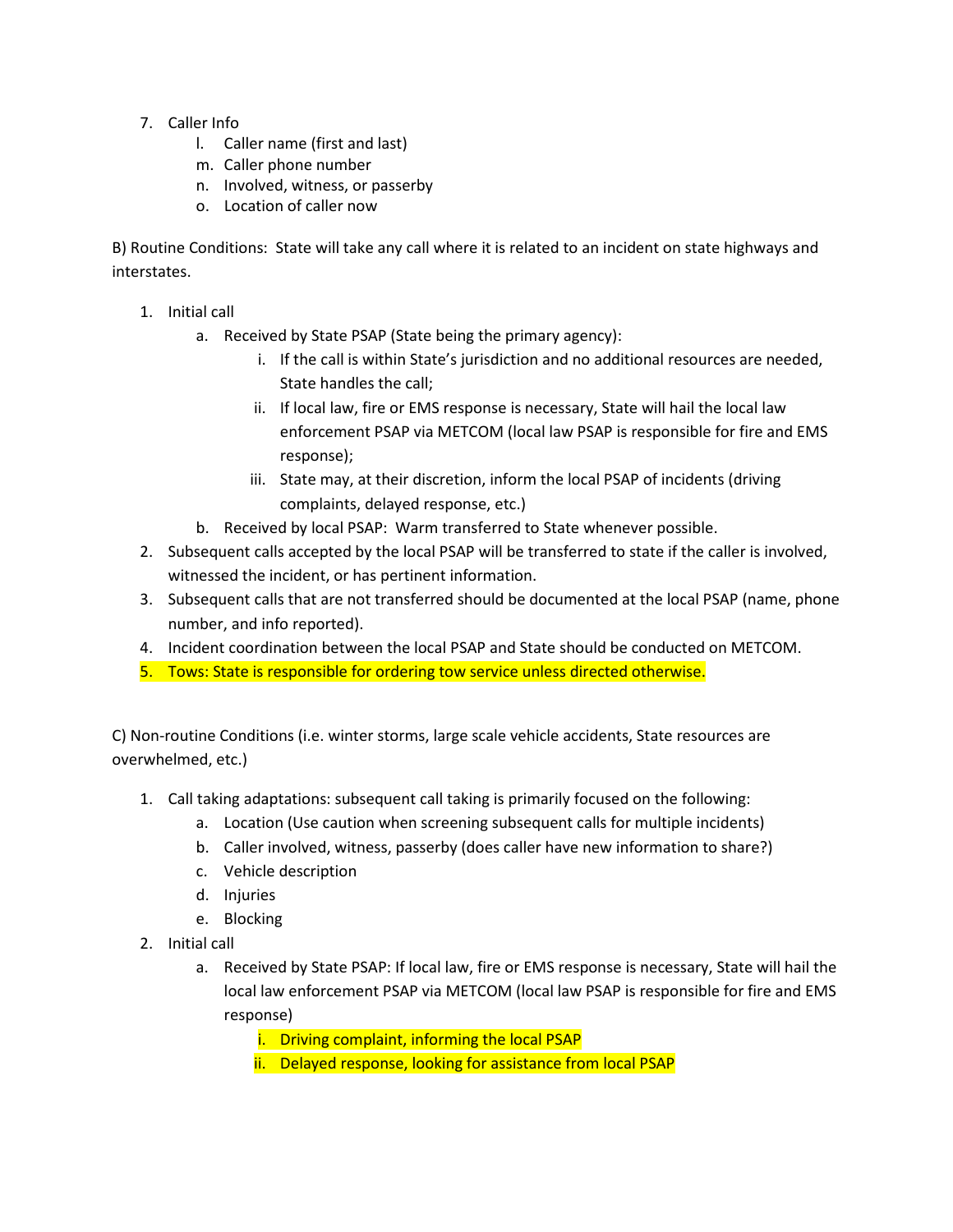7. Caller Info
    l. Caller name (first and last)
    m. Caller phone number
    n. Involved, witness, or passerby
    o. Location of caller now

B) Routine Conditions: State will take any call where it is related to an incident on state highways and interstates.

1. Initial call
    a. Received by State PSAP (State being the primary agency):
        i. If the call is within State's jurisdiction and no additional resources are needed, State handles the call;
        ii. If local law, fire or EMS response is necessary, State will hail the local law enforcement PSAP via METCOM (local law PSAP is responsible for fire and EMS response);
        iii. State may, at their discretion, inform the local PSAP of incidents (driving complaints, delayed response, etc.)
    b. Received by local PSAP: Warm transferred to State whenever possible.
2. Subsequent calls accepted by the local PSAP will be transferred to state if the caller is involved, witnessed the incident, or has pertinent information.
3. Subsequent calls that are not transferred should be documented at the local PSAP (name, phone number, and info reported).
4. Incident coordination between the local PSAP and State should be conducted on METCOM.
5. Tows: State is responsible for ordering tow service unless directed otherwise.

C) Non-routine Conditions (i.e. winter storms, large scale vehicle accidents, State resources are overwhelmed, etc.)

1. Call taking adaptations: subsequent call taking is primarily focused on the following:
    a. Location (Use caution when screening subsequent calls for multiple incidents)
    b. Caller involved, witness, passerby (does caller have new information to share?)
    c. Vehicle description
    d. Injuries
    e. Blocking
2. Initial call
    a. Received by State PSAP: If local law, fire or EMS response is necessary, State will hail the local law enforcement PSAP via METCOM (local law PSAP is responsible for fire and EMS response)
        i. Driving complaint, informing the local PSAP
        ii. Delayed response, looking for assistance from local PSAP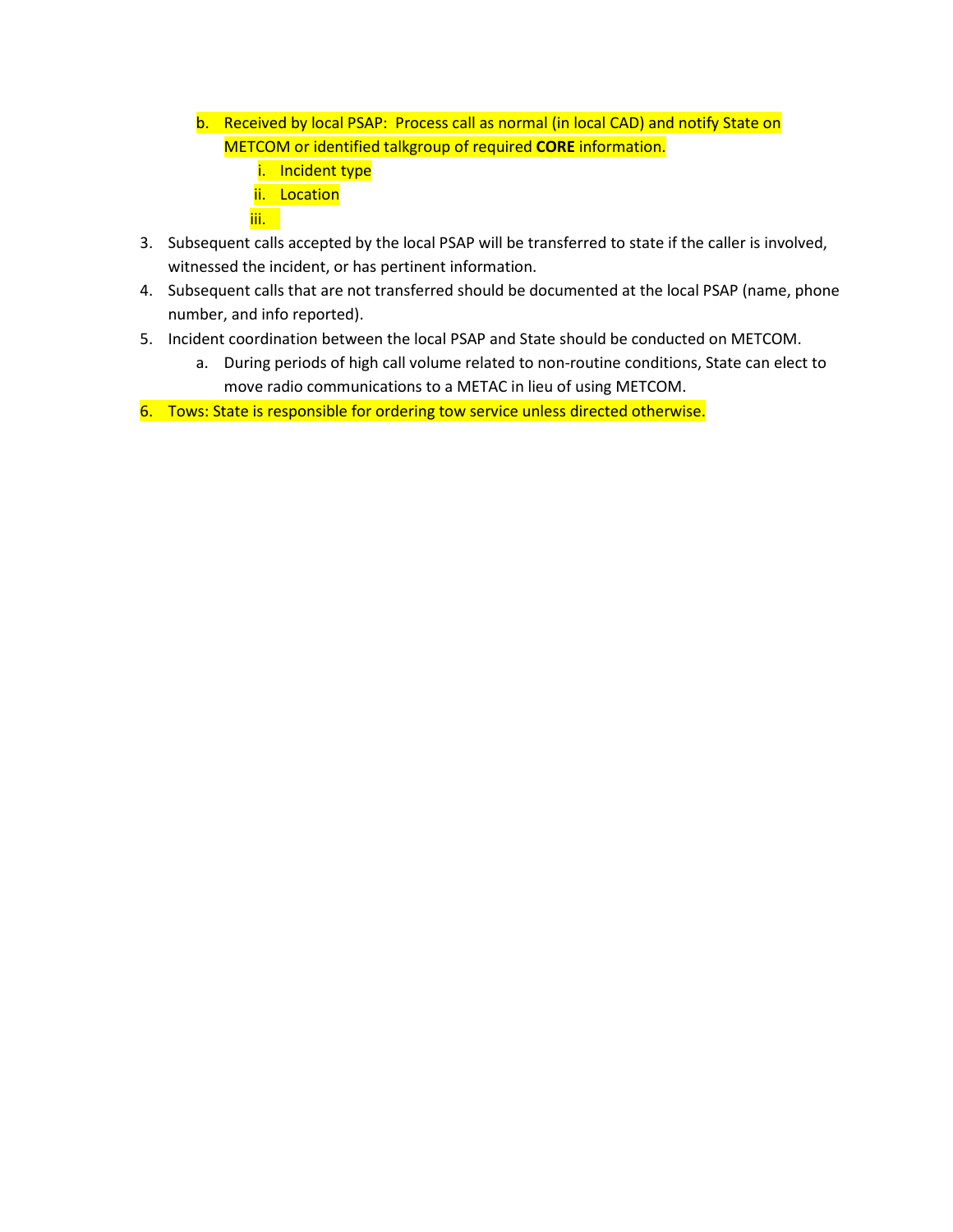b. Received by local PSAP: Process call as normal (in local CAD) and notify State on METCOM or identified talkgroup of required **CORE** information.
      i. Incident type
      ii. Location
      iii.
3. Subsequent calls accepted by the local PSAP will be transferred to state if the caller is involved, witnessed the incident, or has pertinent information.
4. Subsequent calls that are not transferred should be documented at the local PSAP (name, phone number, and info reported).
5. Incident coordination between the local PSAP and State should be conducted on METCOM.
   a. During periods of high call volume related to non-routine conditions, State can elect to move radio communications to a METAC in lieu of using METCOM.
6. Tows: State is responsible for ordering tow service unless directed otherwise.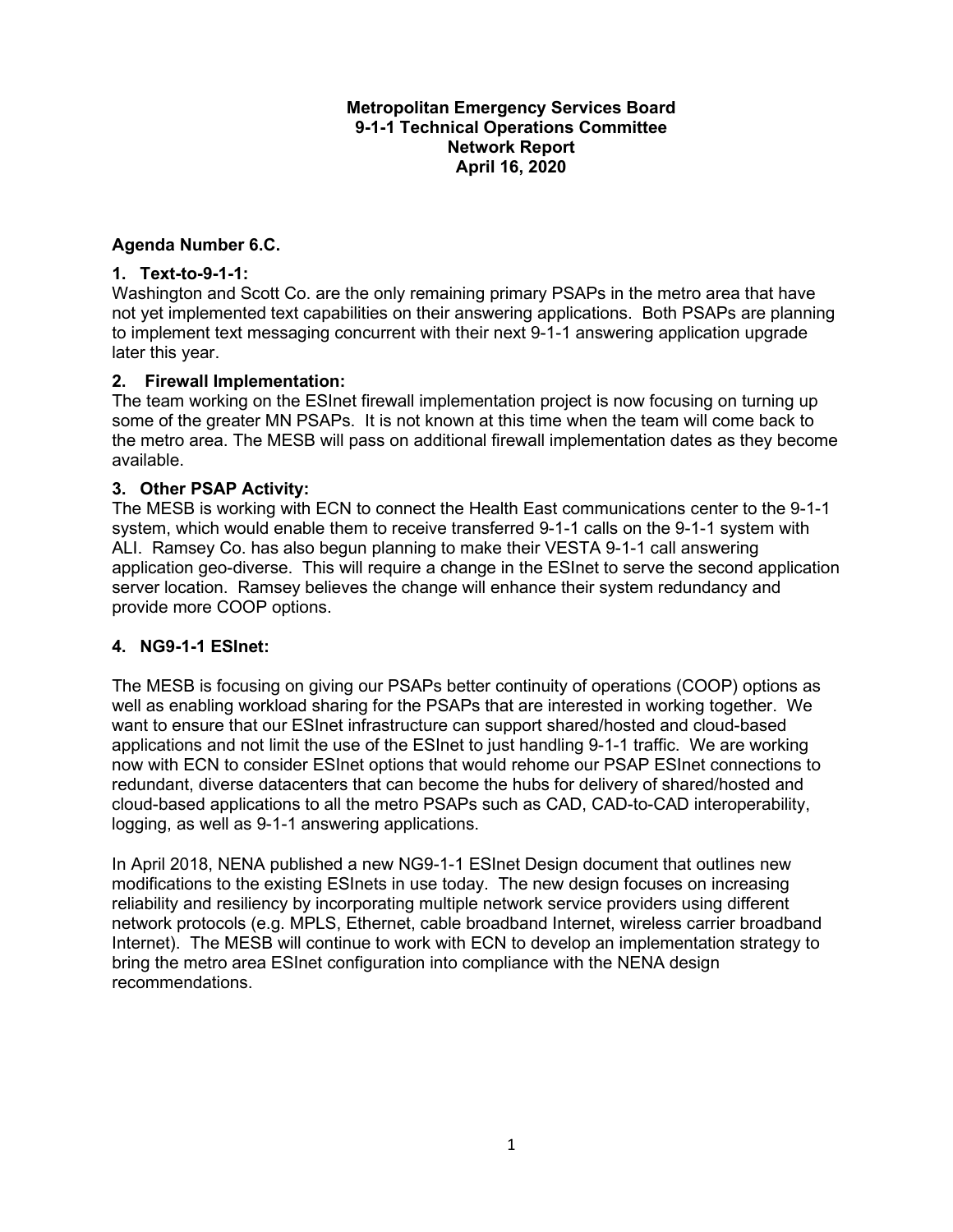**Metropolitan Emergency Services Board**
**9-1-1 Technical Operations Committee**
**Network Report**
**April 16, 2020**

**Agenda Number 6.C.**

**1. Text-to-9-1-1:**

Washington and Scott Co. are the only remaining primary PSAPs in the metro area that have not yet implemented text capabilities on their answering applications. Both PSAPs are planning to implement text messaging concurrent with their next 9-1-1 answering application upgrade later this year.

**2. Firewall Implementation:**

The team working on the ESInet firewall implementation project is now focusing on turning up some of the greater MN PSAPs. It is not known at this time when the team will come back to the metro area. The MESB will pass on additional firewall implementation dates as they become available.

**3. Other PSAP Activity:**

The MESB is working with ECN to connect the Health East communications center to the 9-1-1 system, which would enable them to receive transferred 9-1-1 calls on the 9-1-1 system with ALI. Ramsey Co. has also begun planning to make their VESTA 9-1-1 call answering application geo-diverse. This will require a change in the ESInet to serve the second application server location. Ramsey believes the change will enhance their system redundancy and provide more COOP options.

**4. NG9-1-1 ESInet:**

The MESB is focusing on giving our PSAPs better continuity of operations (COOP) options as well as enabling workload sharing for the PSAPs that are interested in working together. We want to ensure that our ESInet infrastructure can support shared/hosted and cloud-based applications and not limit the use of the ESInet to just handling 9-1-1 traffic. We are working now with ECN to consider ESInet options that would rehome our PSAP ESInet connections to redundant, diverse datacenters that can become the hubs for delivery of shared/hosted and cloud-based applications to all the metro PSAPs such as CAD, CAD-to-CAD interoperability, logging, as well as 9-1-1 answering applications.

In April 2018, NENA published a new NG9-1-1 ESInet Design document that outlines new modifications to the existing ESInets in use today. The new design focuses on increasing reliability and resiliency by incorporating multiple network service providers using different network protocols (e.g. MPLS, Ethernet, cable broadband Internet, wireless carrier broadband Internet). The MESB will continue to work with ECN to develop an implementation strategy to bring the metro area ESInet configuration into compliance with the NENA design recommendations.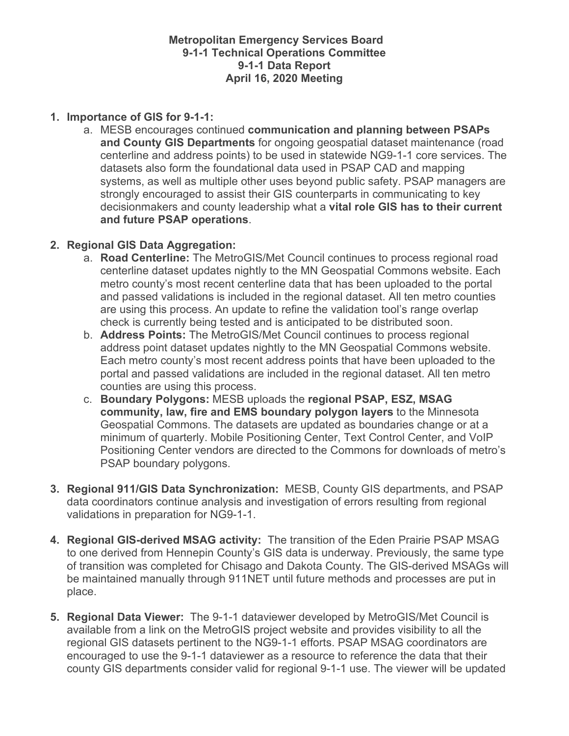**Metropolitan Emergency Services Board**
**9-1-1 Technical Operations Committee**
**9-1-1 Data Report**
**April 16, 2020 Meeting**

1. **Importance of GIS for 9-1-1:**
   a. MESB encourages continued **communication and planning between PSAPs and County GIS Departments** for ongoing geospatial dataset maintenance (road centerline and address points) to be used in statewide NG9-1-1 core services. The datasets also form the foundational data used in PSAP CAD and mapping systems, as well as multiple other uses beyond public safety. PSAP managers are strongly encouraged to assist their GIS counterparts in communicating to key decisionmakers and county leadership what a **vital role GIS has to their current and future PSAP operations**.

2. **Regional GIS Data Aggregation:**
   a. **Road Centerline:** The MetroGIS/Met Council continues to process regional road centerline dataset updates nightly to the MN Geospatial Commons website. Each metro county's most recent centerline data that has been uploaded to the portal and passed validations is included in the regional dataset. All ten metro counties are using this process. An update to refine the validation tool's range overlap check is currently being tested and is anticipated to be distributed soon.
   b. **Address Points:** The MetroGIS/Met Council continues to process regional address point dataset updates nightly to the MN Geospatial Commons website. Each metro county's most recent address points that have been uploaded to the portal and passed validations are included in the regional dataset. All ten metro counties are using this process.
   c. **Boundary Polygons:** MESB uploads the **regional PSAP, ESZ, MSAG community, law, fire and EMS boundary polygon layers** to the Minnesota Geospatial Commons. The datasets are updated as boundaries change or at a minimum of quarterly. Mobile Positioning Center, Text Control Center, and VoIP Positioning Center vendors are directed to the Commons for downloads of metro's PSAP boundary polygons.

3. **Regional 911/GIS Data Synchronization:** MESB, County GIS departments, and PSAP data coordinators continue analysis and investigation of errors resulting from regional validations in preparation for NG9-1-1.

4. **Regional GIS-derived MSAG activity:** The transition of the Eden Prairie PSAP MSAG to one derived from Hennepin County's GIS data is underway. Previously, the same type of transition was completed for Chisago and Dakota County. The GIS-derived MSAGs will be maintained manually through 911NET until future methods and processes are put in place.

5. **Regional Data Viewer:** The 9-1-1 dataviewer developed by MetroGIS/Met Council is available from a link on the MetroGIS project website and provides visibility to all the regional GIS datasets pertinent to the NG9-1-1 efforts. PSAP MSAG coordinators are encouraged to use the 9-1-1 dataviewer as a resource to reference the data that their county GIS departments consider valid for regional 9-1-1 use. The viewer will be updated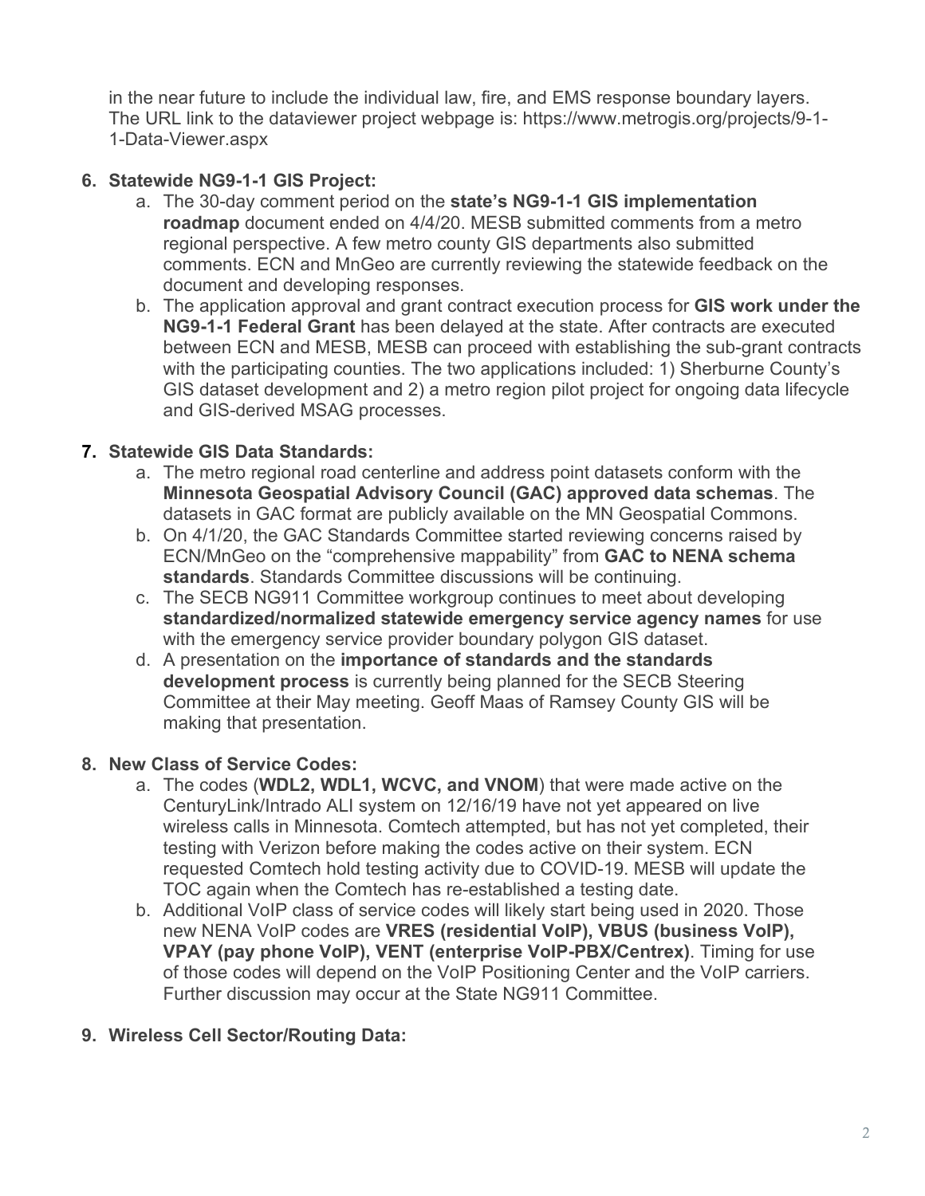in the near future to include the individual law, fire, and EMS response boundary layers. The URL link to the dataviewer project webpage is: https://www.metrogis.org/projects/9-1-1-Data-Viewer.aspx

6. **Statewide NG9-1-1 GIS Project:**
   a. The 30-day comment period on the **state's NG9-1-1 GIS implementation roadmap** document ended on 4/4/20. MESB submitted comments from a metro regional perspective. A few metro county GIS departments also submitted comments. ECN and MnGeo are currently reviewing the statewide feedback on the document and developing responses.
   b. The application approval and grant contract execution process for **GIS work under the NG9-1-1 Federal Grant** has been delayed at the state. After contracts are executed between ECN and MESB, MESB can proceed with establishing the sub-grant contracts with the participating counties. The two applications included: 1) Sherburne County's GIS dataset development and 2) a metro region pilot project for ongoing data lifecycle and GIS-derived MSAG processes.

7. **Statewide GIS Data Standards:**
   a. The metro regional road centerline and address point datasets conform with the **Minnesota Geospatial Advisory Council (GAC) approved data schemas**. The datasets in GAC format are publicly available on the MN Geospatial Commons.
   b. On 4/1/20, the GAC Standards Committee started reviewing concerns raised by ECN/MnGeo on the "comprehensive mappability" from **GAC to NENA schema standards**. Standards Committee discussions will be continuing.
   c. The SECB NG911 Committee workgroup continues to meet about developing **standardized/normalized statewide emergency service agency names** for use with the emergency service provider boundary polygon GIS dataset.
   d. A presentation on the **importance of standards and the standards development process** is currently being planned for the SECB Steering Committee at their May meeting. Geoff Maas of Ramsey County GIS will be making that presentation.

8. **New Class of Service Codes:**
   a. The codes (**WDL2, WDL1, WCVC, and VNOM**) that were made active on the CenturyLink/Intrado ALI system on 12/16/19 have not yet appeared on live wireless calls in Minnesota. Comtech attempted, but has not yet completed, their testing with Verizon before making the codes active on their system. ECN requested Comtech hold testing activity due to COVID-19. MESB will update the TOC again when the Comtech has re-established a testing date.
   b. Additional VoIP class of service codes will likely start being used in 2020. Those new NENA VoIP codes are **VRES (residential VoIP), VBUS (business VoIP), VPAY (pay phone VoIP), VENT (enterprise VoIP-PBX/Centrex)**. Timing for use of those codes will depend on the VoIP Positioning Center and the VoIP carriers. Further discussion may occur at the State NG911 Committee.

9. **Wireless Cell Sector/Routing Data:**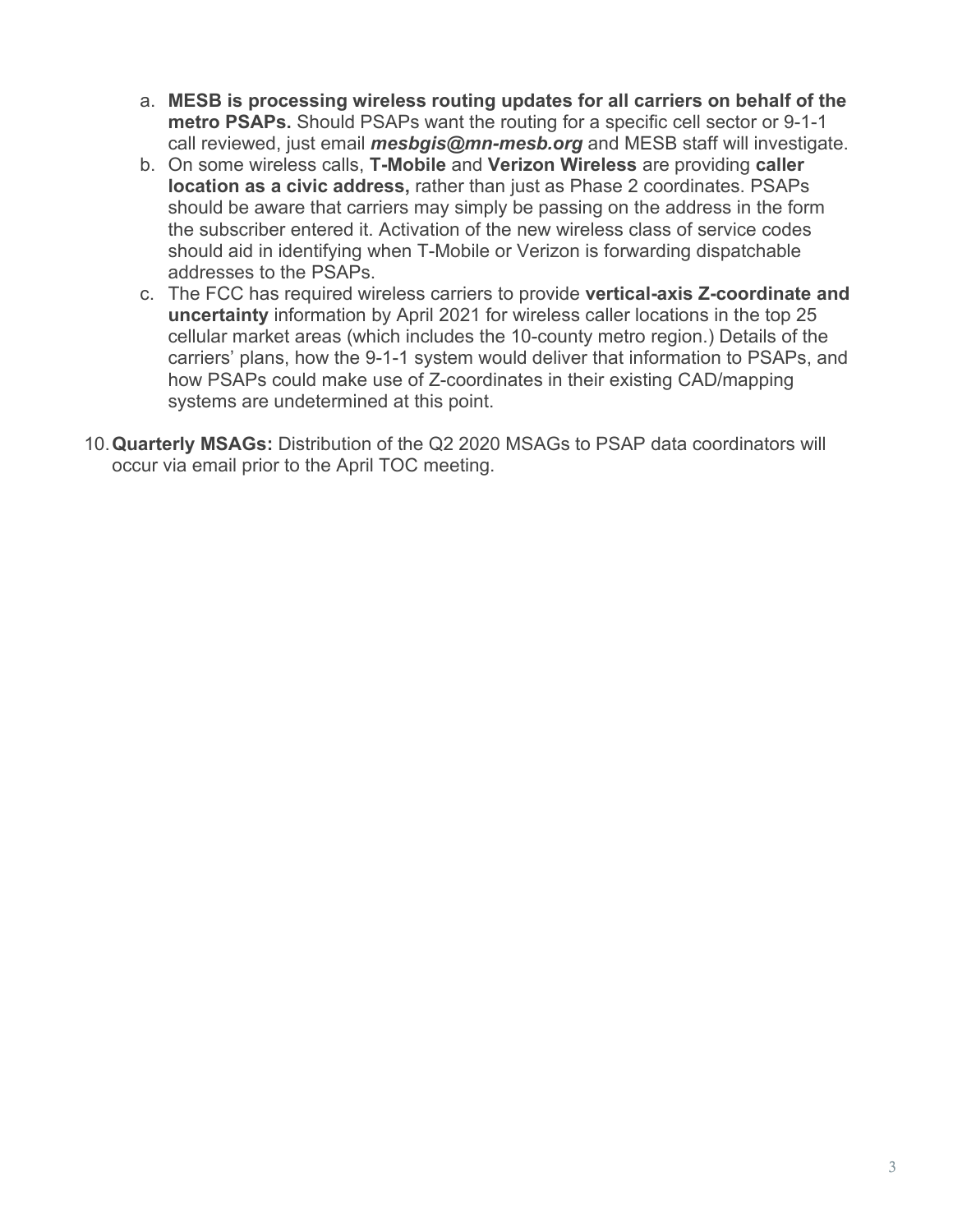a. **MESB is processing wireless routing updates for all carriers on behalf of the metro PSAPs.** Should PSAPs want the routing for a specific cell sector or 9-1-1 call reviewed, just email ***mesbgis@mn-mesb.org*** and MESB staff will investigate.
b. On some wireless calls, **T-Mobile** and **Verizon Wireless** are providing **caller location as a civic address,** rather than just as Phase 2 coordinates. PSAPs should be aware that carriers may simply be passing on the address in the form the subscriber entered it. Activation of the new wireless class of service codes should aid in identifying when T-Mobile or Verizon is forwarding dispatchable addresses to the PSAPs.
c. The FCC has required wireless carriers to provide **vertical-axis Z-coordinate and uncertainty** information by April 2021 for wireless caller locations in the top 25 cellular market areas (which includes the 10-county metro region.) Details of the carriers' plans, how the 9-1-1 system would deliver that information to PSAPs, and how PSAPs could make use of Z-coordinates in their existing CAD/mapping systems are undetermined at this point.

10. **Quarterly MSAGs:** Distribution of the Q2 2020 MSAGs to PSAP data coordinators will occur via email prior to the April TOC meeting.